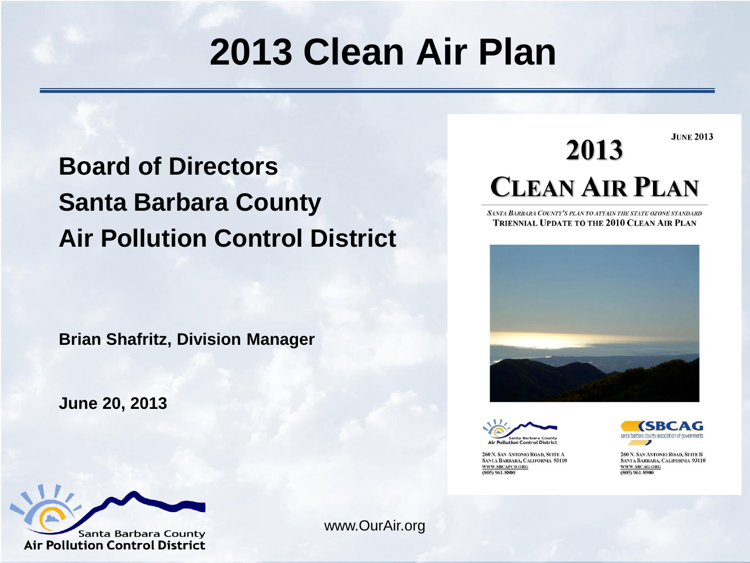# 2013 Clean Air Plan

## Board of Directors
## Santa Barbara County
## Air Pollution Control District

**Brian Shafritz, Division Manager**

**June 20, 2013**

JUNE 2013

# 2013
# CLEAN AIR PLAN

*SANTA BARBARA COUNTY'S PLAN TO ATTAIN THE STATE OZONE STANDARD*

TRIENNIAL UPDATE TO THE 2010 CLEAN AIR PLAN

Santa Barbara County
Air Pollution Control District

260 N. SAN ANTONIO ROAD, SUITE A
SANTA BARBARA, CALIFORNIA 93110
WWW.SBCAPCD.ORG
(805) 961-8800

SBCAG
santa barbara county association of governments

260 N. SAN ANTONIO ROAD, SUITE B
SANTA BARBARA, CALIFORNIA 93110
WWW.SBCAG.ORG
(805) 961-8900

Santa Barbara County
Air Pollution Control District

www.OurAir.org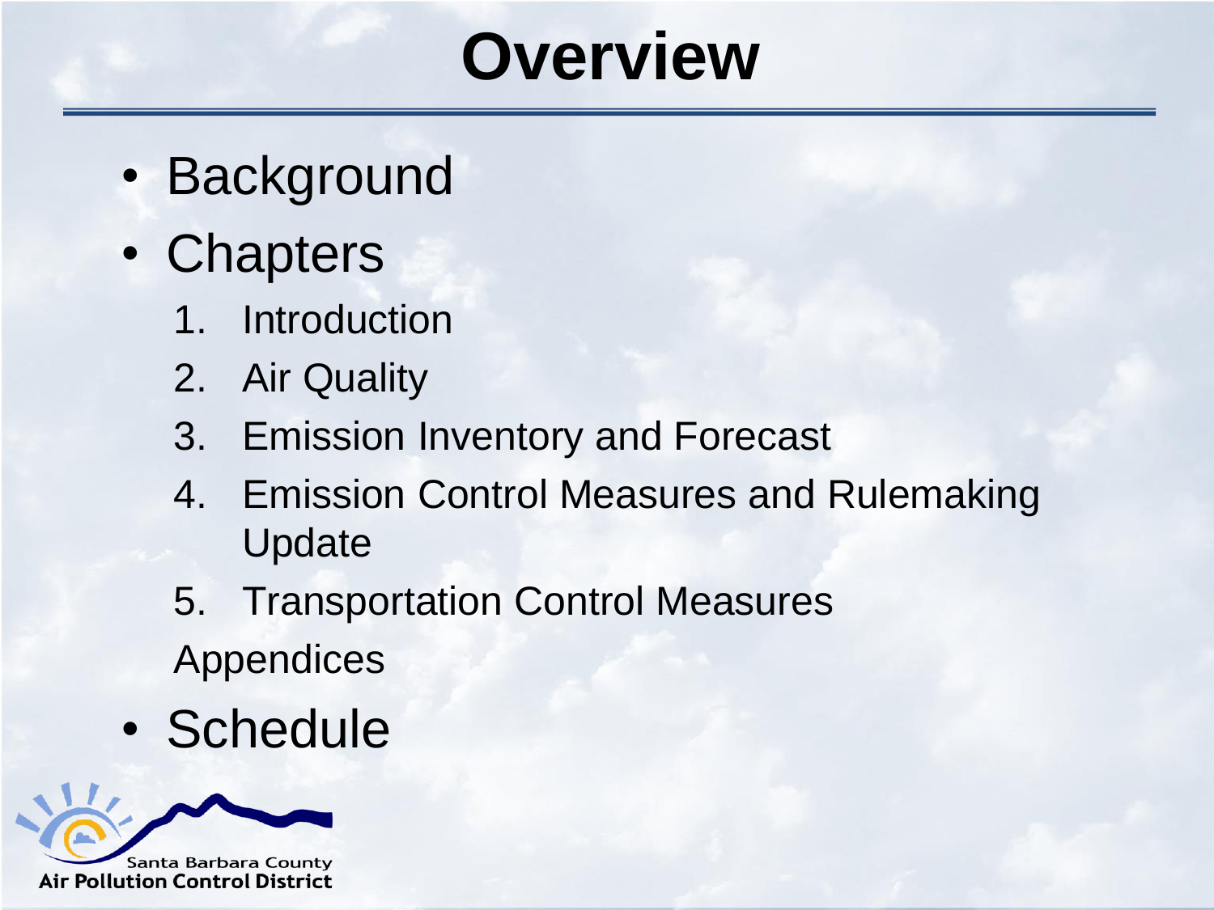# Overview

- Background
- Chapters
  1. Introduction
  2. Air Quality
  3. Emission Inventory and Forecast
  4. Emission Control Measures and Rulemaking Update
  5. Transportation Control Measures

  Appendices
- Schedule

Santa Barbara County Air Pollution Control District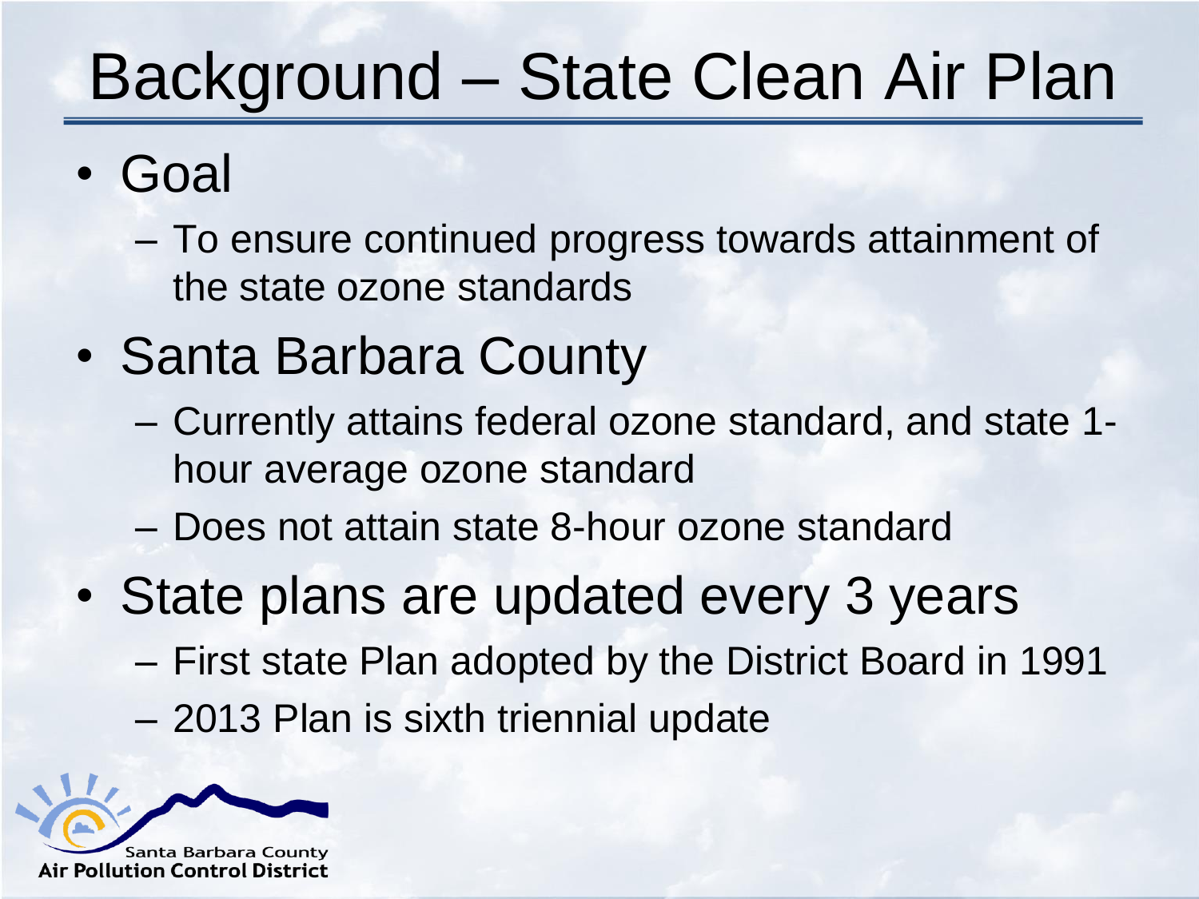# Background – State Clean Air Plan

- Goal
  - To ensure continued progress towards attainment of the state ozone standards
- Santa Barbara County
  - Currently attains federal ozone standard, and state 1-hour average ozone standard
  - Does not attain state 8-hour ozone standard
- State plans are updated every 3 years
  - First state Plan adopted by the District Board in 1991
  - 2013 Plan is sixth triennial update

Santa Barbara County
Air Pollution Control District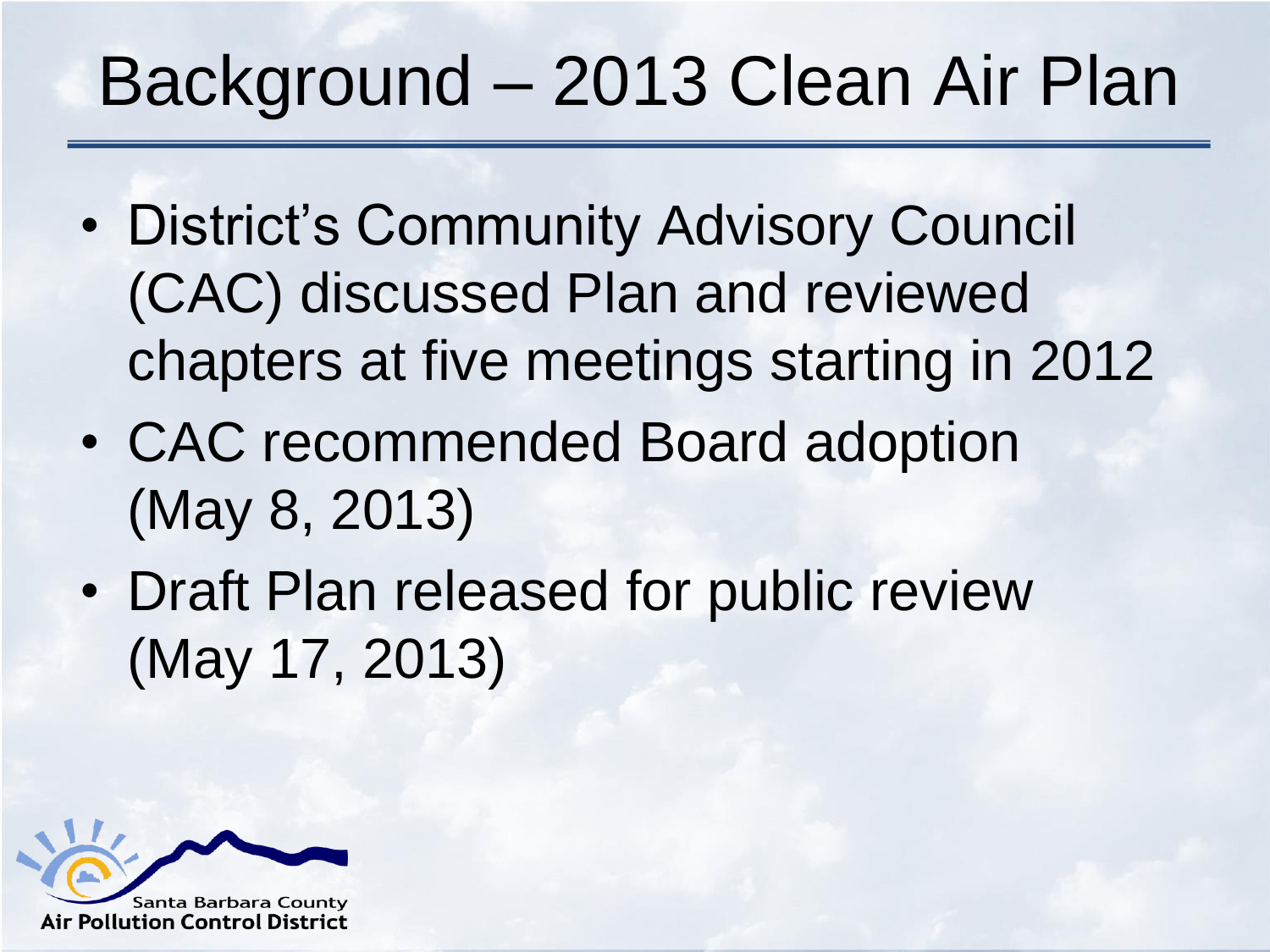# Background – 2013 Clean Air Plan

- District's Community Advisory Council (CAC) discussed Plan and reviewed chapters at five meetings starting in 2012
- CAC recommended Board adoption (May 8, 2013)
- Draft Plan released for public review (May 17, 2013)

Santa Barbara County
Air Pollution Control District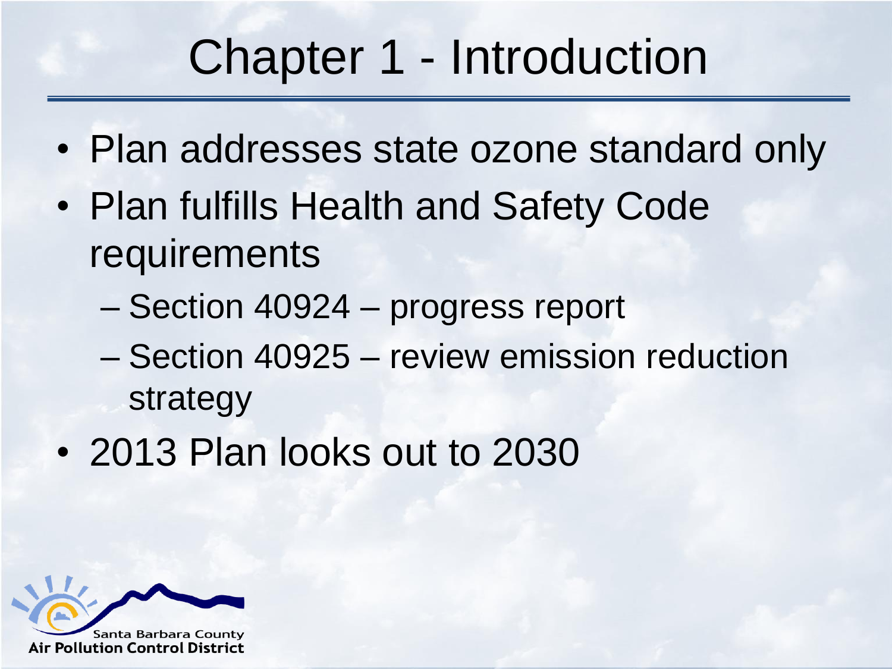# Chapter 1 - Introduction

- Plan addresses state ozone standard only
- Plan fulfills Health and Safety Code requirements
  - Section 40924 – progress report
  - Section 40925 – review emission reduction strategy
- 2013 Plan looks out to 2030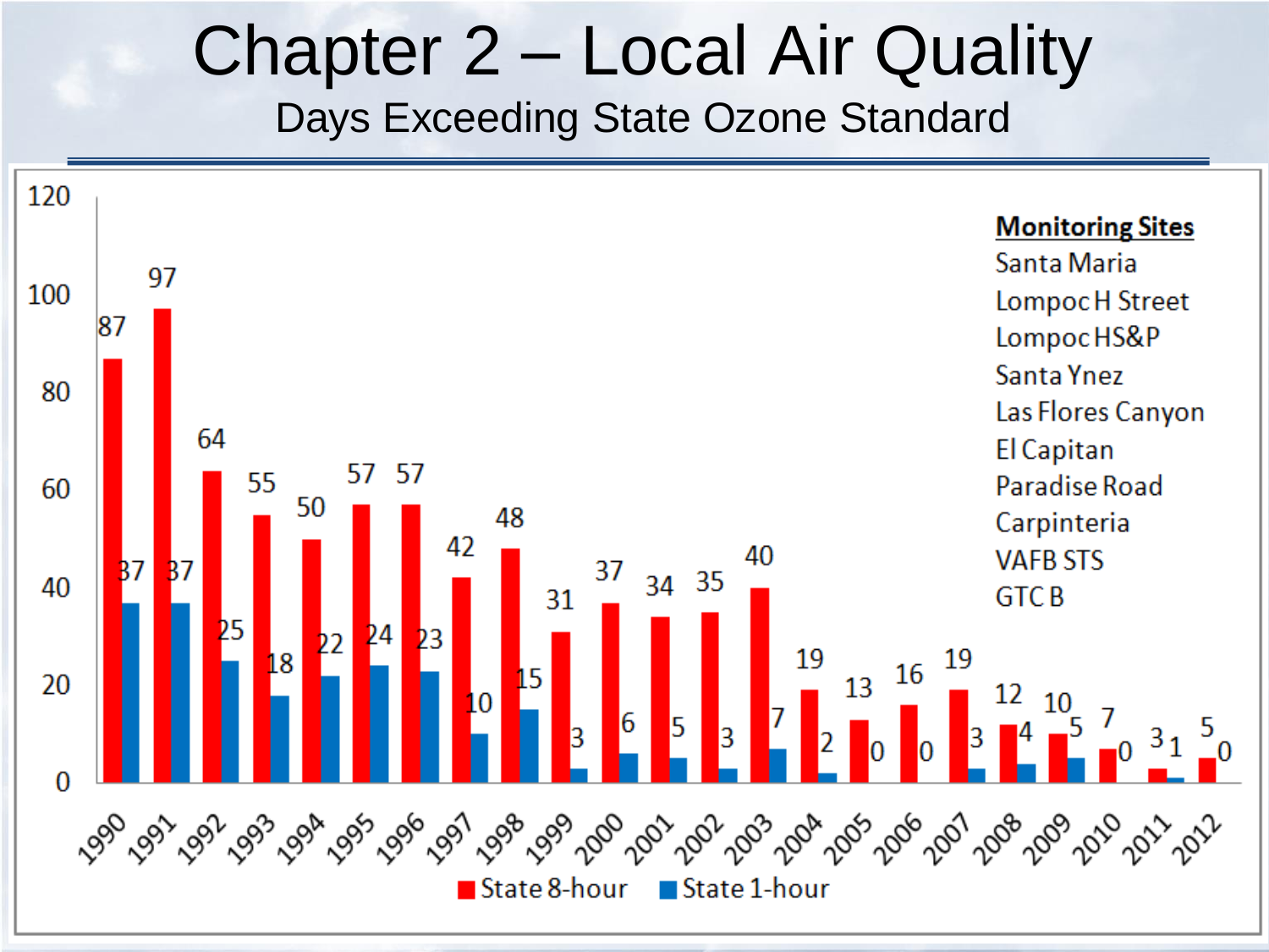# Chapter 2 – Local Air Quality

## Days Exceeding State Ozone Standard

| Year | State 8-hour | State 1-hour |
|---|---|---|
| 1990 | 87 | 37 |
| 1991 | 97 | 37 |
| 1992 | 64 | 25 |
| 1993 | 55 | 18 |
| 1994 | 50 | 22 |
| 1995 | 57 | 24 |
| 1996 | 57 | 23 |
| 1997 | 42 | 10 |
| 1998 | 48 | 15 |
| 1999 | 31 | 3 |
| 2000 | 37 | 6 |
| 2001 | 34 | 5 |
| 2002 | 35 | 3 |
| 2003 | 40 | 7 |
| 2004 | 19 | 2 |
| 2005 | 13 | 0 |
| 2006 | 16 | 0 |
| 2007 | 19 | 3 |
| 2008 | 12 | 4 |
| 2009 | 10 | 5 |
| 2010 | 7 | 0 |
| 2011 | 3 | 1 |
| 2012 | 5 | 0 |

**Monitoring Sites**

- Santa Maria
- Lompoc H Street
- Lompoc HS&P
- Santa Ynez
- Las Flores Canyon
- El Capitan
- Paradise Road
- Carpinteria
- VAFB STS
- GTC B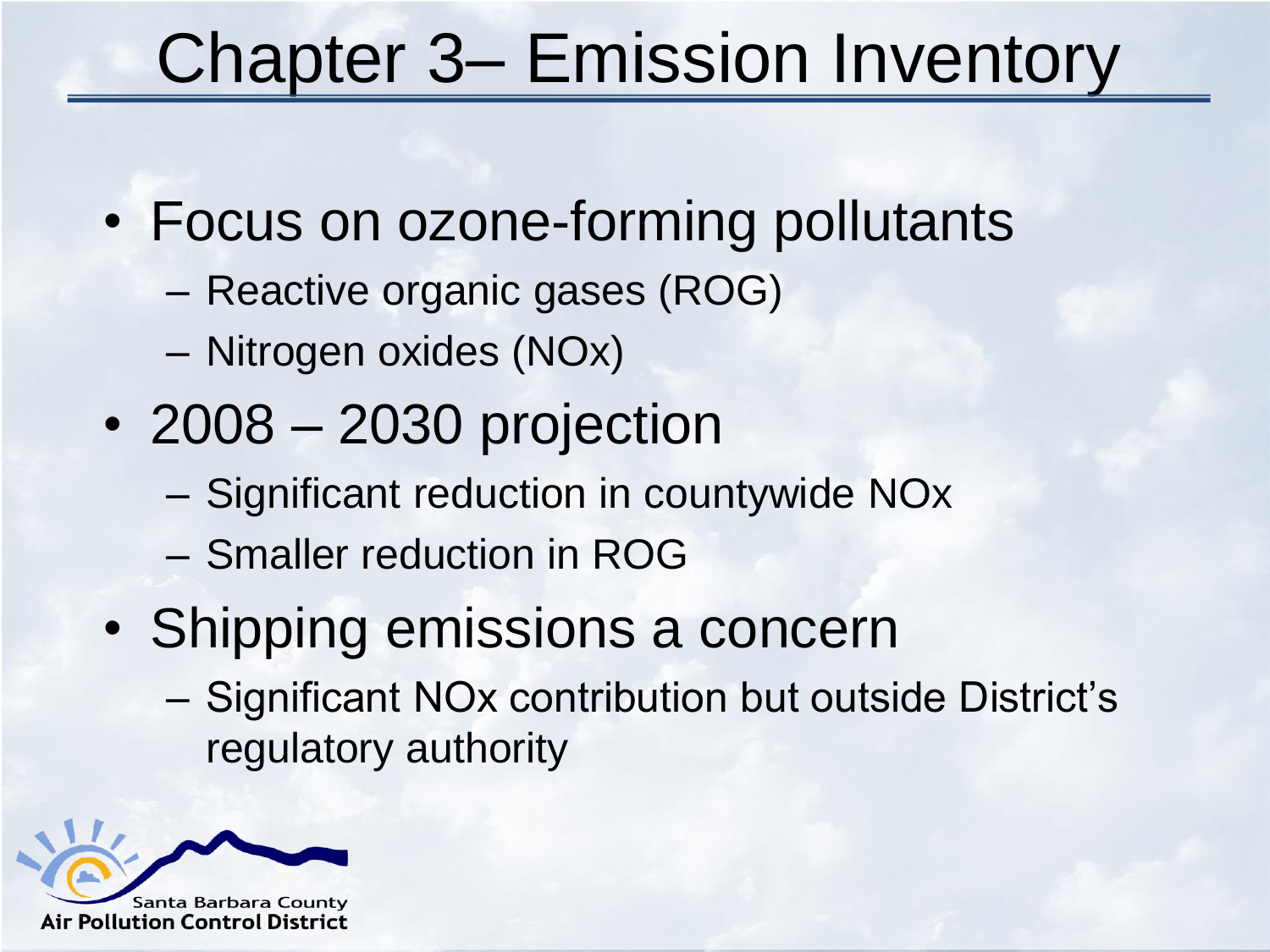# Chapter 3– Emission Inventory

- Focus on ozone-forming pollutants
  - Reactive organic gases (ROG)
  - Nitrogen oxides (NOx)
- 2008 – 2030 projection
  - Significant reduction in countywide NOx
  - Smaller reduction in ROG
- Shipping emissions a concern
  - Significant NOx contribution but outside District's regulatory authority

Santa Barbara County Air Pollution Control District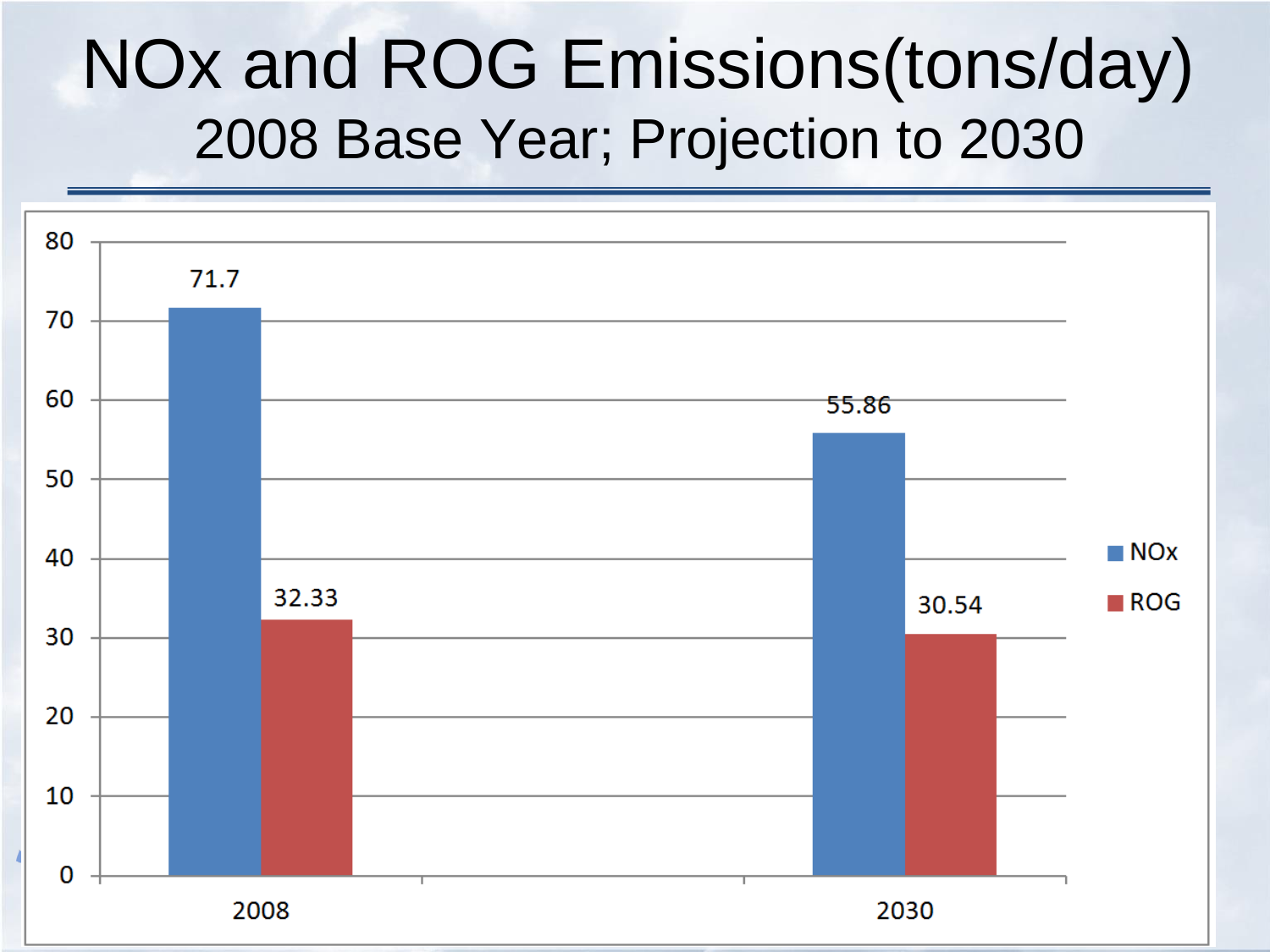# NOx and ROG Emissions(tons/day)

## 2008 Base Year; Projection to 2030

| Year | NOx | ROG |
| --- | --- | --- |
| 2008 | 71.7 | 32.33 |
| 2030 | 55.86 | 30.54 |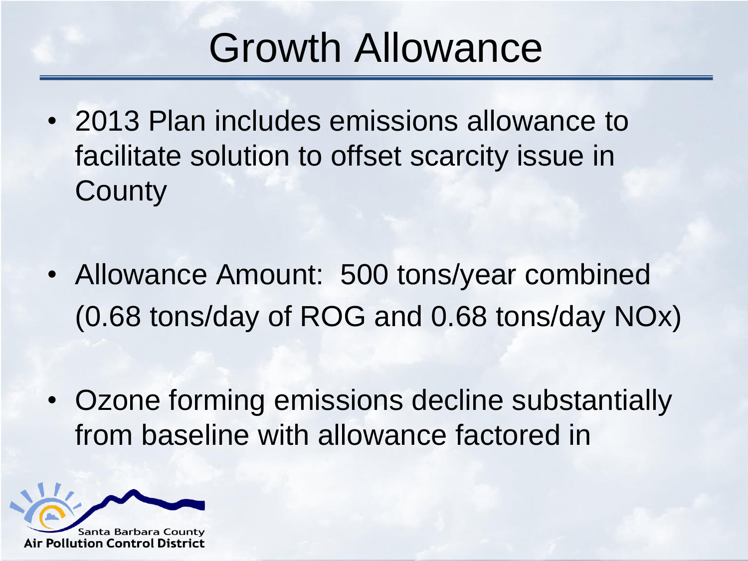# Growth Allowance

- 2013 Plan includes emissions allowance to facilitate solution to offset scarcity issue in County
- Allowance Amount: 500 tons/year combined (0.68 tons/day of ROG and 0.68 tons/day NOx)
- Ozone forming emissions decline substantially from baseline with allowance factored in

Santa Barbara County
Air Pollution Control District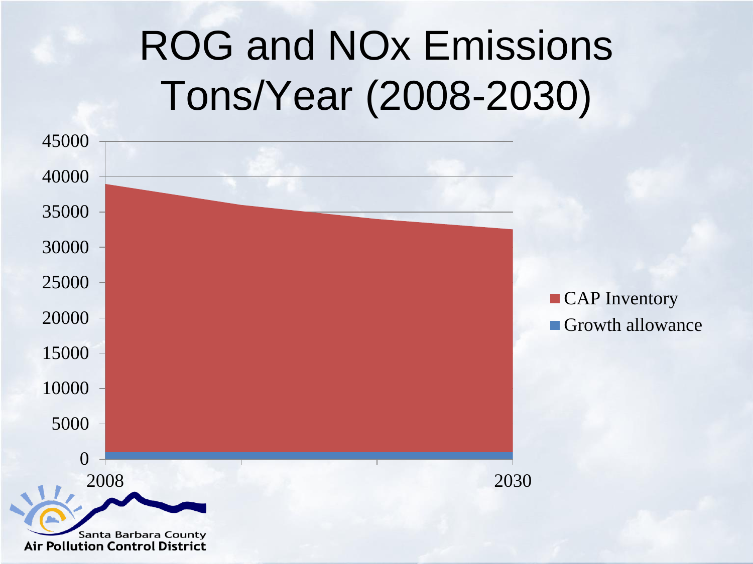# ROG and NOx Emissions Tons/Year (2008-2030)

45000
40000
35000
30000
25000
20000
15000
10000
5000
0

2008 — 2030

CAP Inventory
Growth allowance

Santa Barbara County
Air Pollution Control District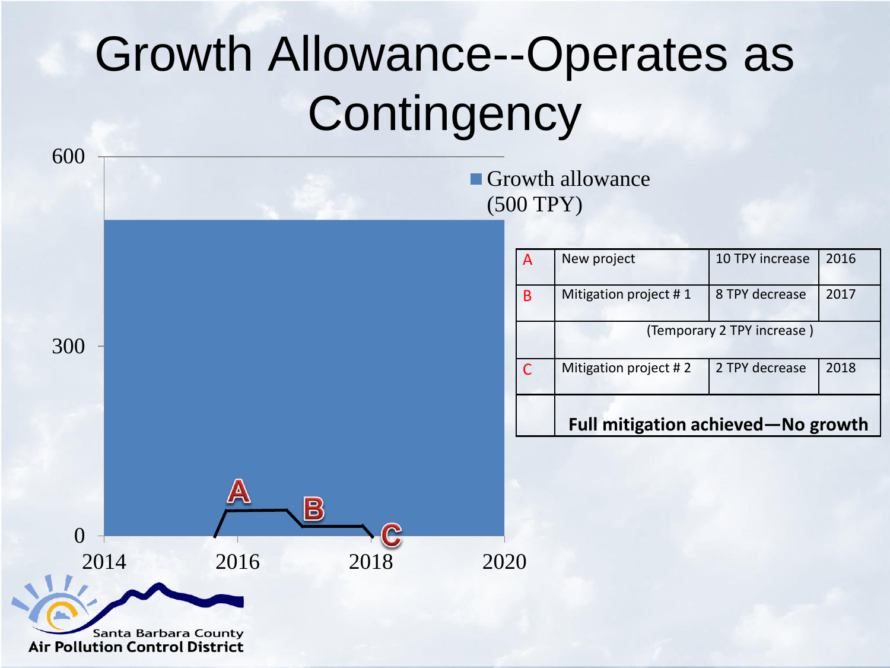# Growth Allowance--Operates as Contingency

| | | | |
|---|---|---|---|
| A | New project | 10 TPY increase | 2016 |
| B | Mitigation project # 1 | 8 TPY decrease | 2017 |
| | (Temporary 2 TPY increase ) | | |
| C | Mitigation project # 2 | 2 TPY decrease | 2018 |
| | **Full mitigation achieved—No growth** | | |

Growth allowance (500 TPY)

Santa Barbara County
Air Pollution Control District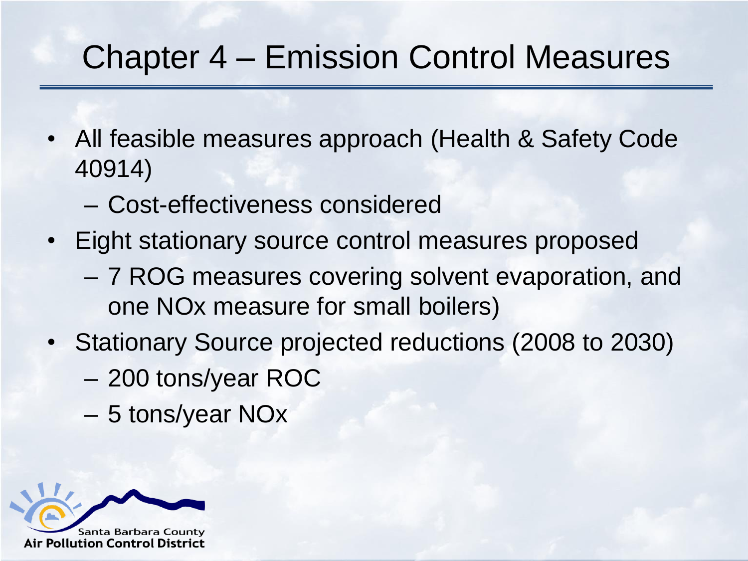# Chapter 4 – Emission Control Measures

- All feasible measures approach (Health & Safety Code 40914)
  - Cost-effectiveness considered
- Eight stationary source control measures proposed
  - 7 ROG measures covering solvent evaporation, and one NOx measure for small boilers)
- Stationary Source projected reductions (2008 to 2030)
  - 200 tons/year ROC
  - 5 tons/year NOx

Santa Barbara County
Air Pollution Control District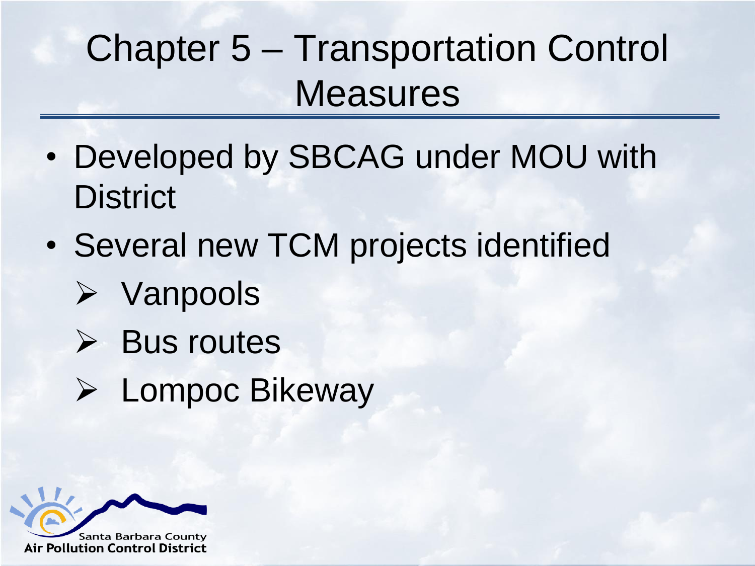# Chapter 5 – Transportation Control Measures

- Developed by SBCAG under MOU with District
- Several new TCM projects identified
  - Vanpools
  - Bus routes
  - Lompoc Bikeway

Santa Barbara County
Air Pollution Control District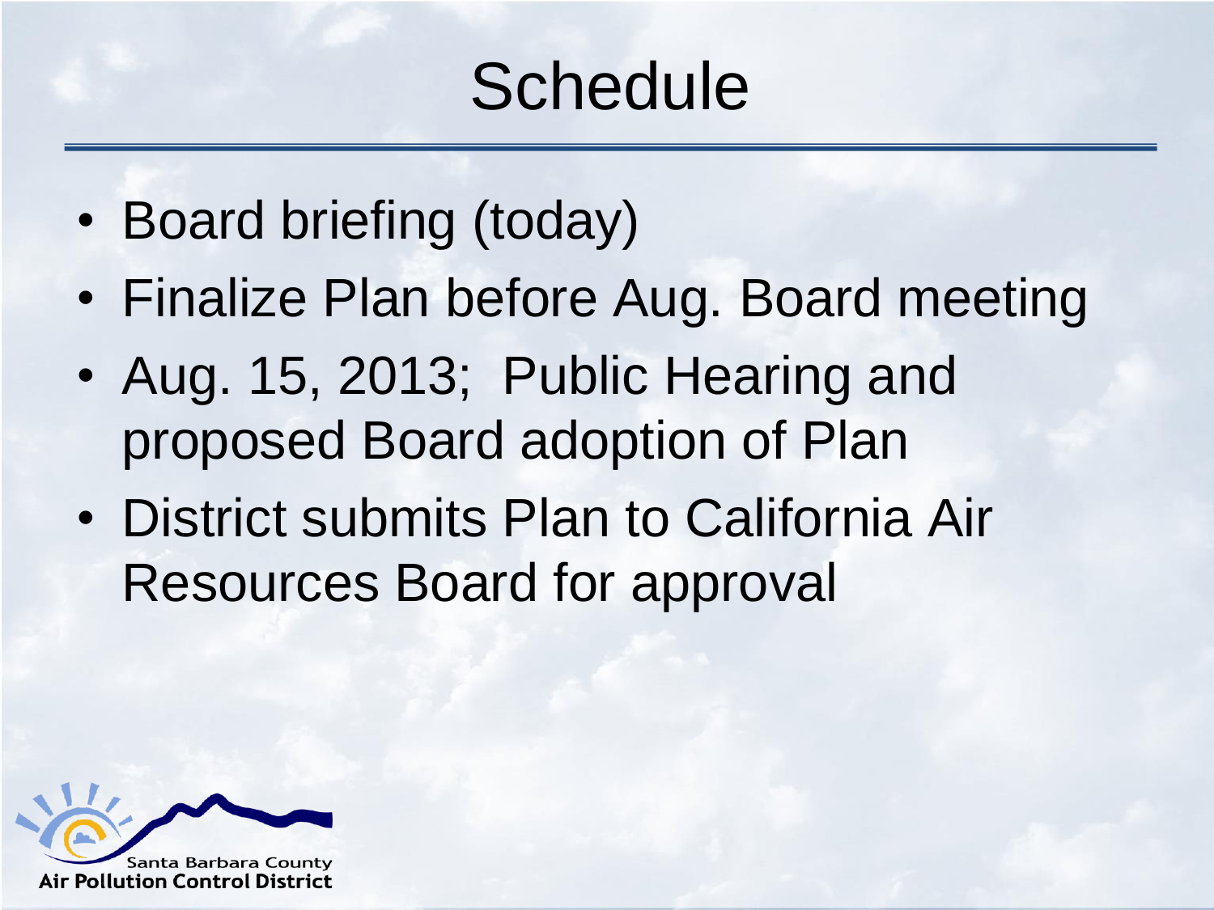# Schedule

- Board briefing (today)
- Finalize Plan before Aug. Board meeting
- Aug. 15, 2013; Public Hearing and proposed Board adoption of Plan
- District submits Plan to California Air Resources Board for approval

Santa Barbara County
Air Pollution Control District